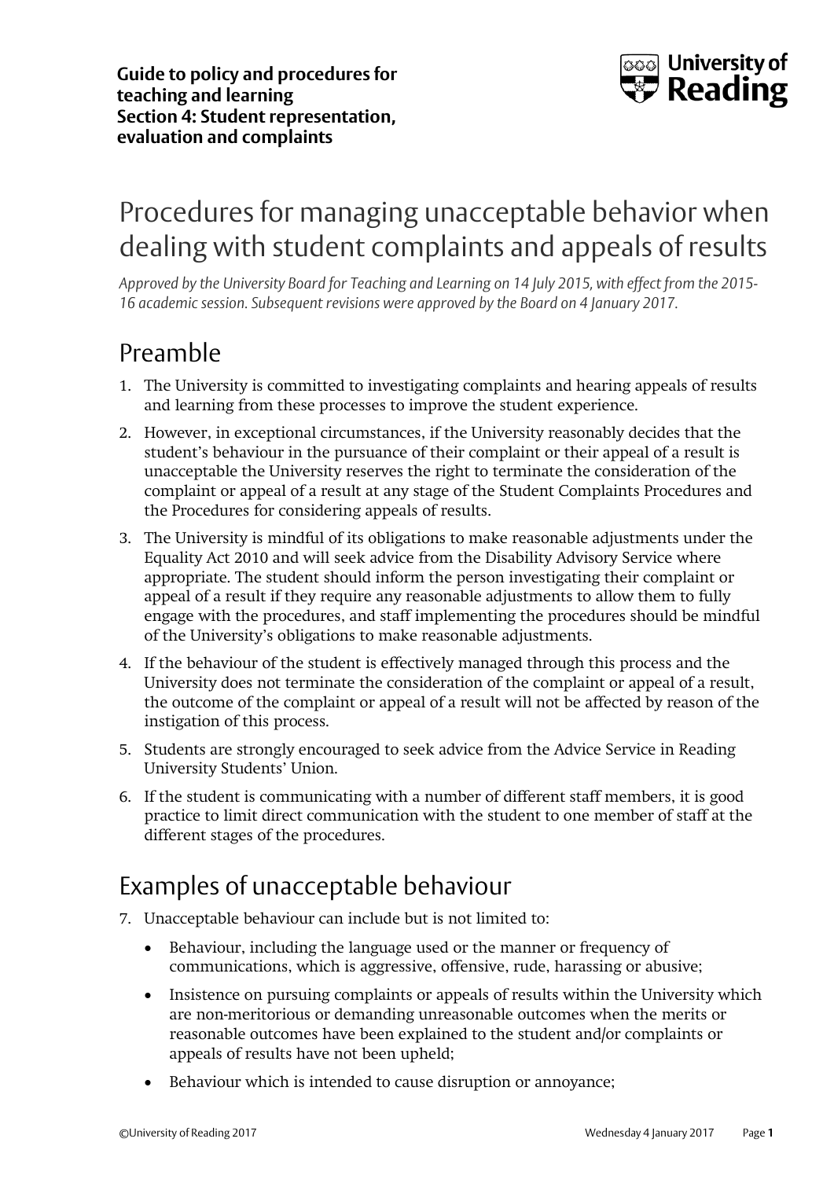**Guide to policy and procedures for teaching and learning**
**Section 4: Student representation, evaluation and complaints**

# Procedures for managing unacceptable behavior when dealing with student complaints and appeals of results

*Approved by the University Board for Teaching and Learning on 14 July 2015, with effect from the 2015-16 academic session. Subsequent revisions were approved by the Board on 4 January 2017.*

## Preamble

1. The University is committed to investigating complaints and hearing appeals of results and learning from these processes to improve the student experience.
2. However, in exceptional circumstances, if the University reasonably decides that the student's behaviour in the pursuance of their complaint or their appeal of a result is unacceptable the University reserves the right to terminate the consideration of the complaint or appeal of a result at any stage of the Student Complaints Procedures and the Procedures for considering appeals of results.
3. The University is mindful of its obligations to make reasonable adjustments under the Equality Act 2010 and will seek advice from the Disability Advisory Service where appropriate. The student should inform the person investigating their complaint or appeal of a result if they require any reasonable adjustments to allow them to fully engage with the procedures, and staff implementing the procedures should be mindful of the University's obligations to make reasonable adjustments.
4. If the behaviour of the student is effectively managed through this process and the University does not terminate the consideration of the complaint or appeal of a result, the outcome of the complaint or appeal of a result will not be affected by reason of the instigation of this process.
5. Students are strongly encouraged to seek advice from the Advice Service in Reading University Students' Union.
6. If the student is communicating with a number of different staff members, it is good practice to limit direct communication with the student to one member of staff at the different stages of the procedures.

## Examples of unacceptable behaviour

7. Unacceptable behaviour can include but is not limited to:
   - Behaviour, including the language used or the manner or frequency of communications, which is aggressive, offensive, rude, harassing or abusive;
   - Insistence on pursuing complaints or appeals of results within the University which are non-meritorious or demanding unreasonable outcomes when the merits or reasonable outcomes have been explained to the student and/or complaints or appeals of results have not been upheld;
   - Behaviour which is intended to cause disruption or annoyance;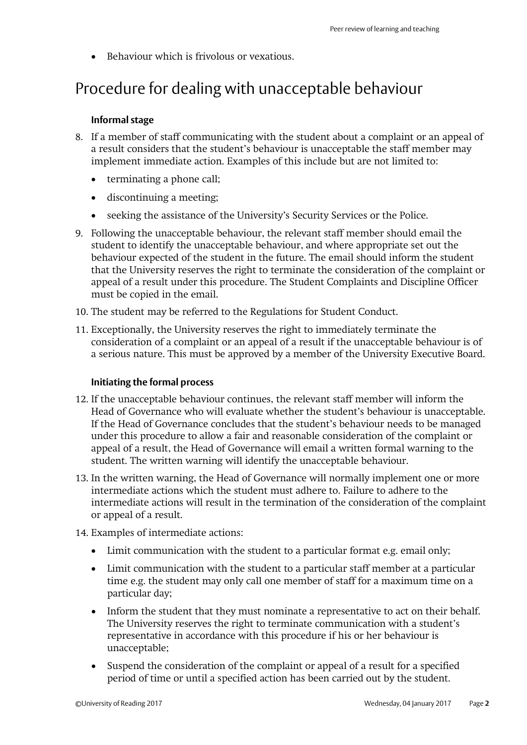- Behaviour which is frivolous or vexatious.

# Procedure for dealing with unacceptable behaviour

### Informal stage

8. If a member of staff communicating with the student about a complaint or an appeal of a result considers that the student's behaviour is unacceptable the staff member may implement immediate action. Examples of this include but are not limited to:
   - terminating a phone call;
   - discontinuing a meeting;
   - seeking the assistance of the University's Security Services or the Police.
9. Following the unacceptable behaviour, the relevant staff member should email the student to identify the unacceptable behaviour, and where appropriate set out the behaviour expected of the student in the future. The email should inform the student that the University reserves the right to terminate the consideration of the complaint or appeal of a result under this procedure. The Student Complaints and Discipline Officer must be copied in the email.
10. The student may be referred to the Regulations for Student Conduct.
11. Exceptionally, the University reserves the right to immediately terminate the consideration of a complaint or an appeal of a result if the unacceptable behaviour is of a serious nature. This must be approved by a member of the University Executive Board.

### Initiating the formal process

12. If the unacceptable behaviour continues, the relevant staff member will inform the Head of Governance who will evaluate whether the student's behaviour is unacceptable. If the Head of Governance concludes that the student's behaviour needs to be managed under this procedure to allow a fair and reasonable consideration of the complaint or appeal of a result, the Head of Governance will email a written formal warning to the student. The written warning will identify the unacceptable behaviour.
13. In the written warning, the Head of Governance will normally implement one or more intermediate actions which the student must adhere to. Failure to adhere to the intermediate actions will result in the termination of the consideration of the complaint or appeal of a result.
14. Examples of intermediate actions:
   - Limit communication with the student to a particular format e.g. email only;
   - Limit communication with the student to a particular staff member at a particular time e.g. the student may only call one member of staff for a maximum time on a particular day;
   - Inform the student that they must nominate a representative to act on their behalf. The University reserves the right to terminate communication with a student's representative in accordance with this procedure if his or her behaviour is unacceptable;
   - Suspend the consideration of the complaint or appeal of a result for a specified period of time or until a specified action has been carried out by the student.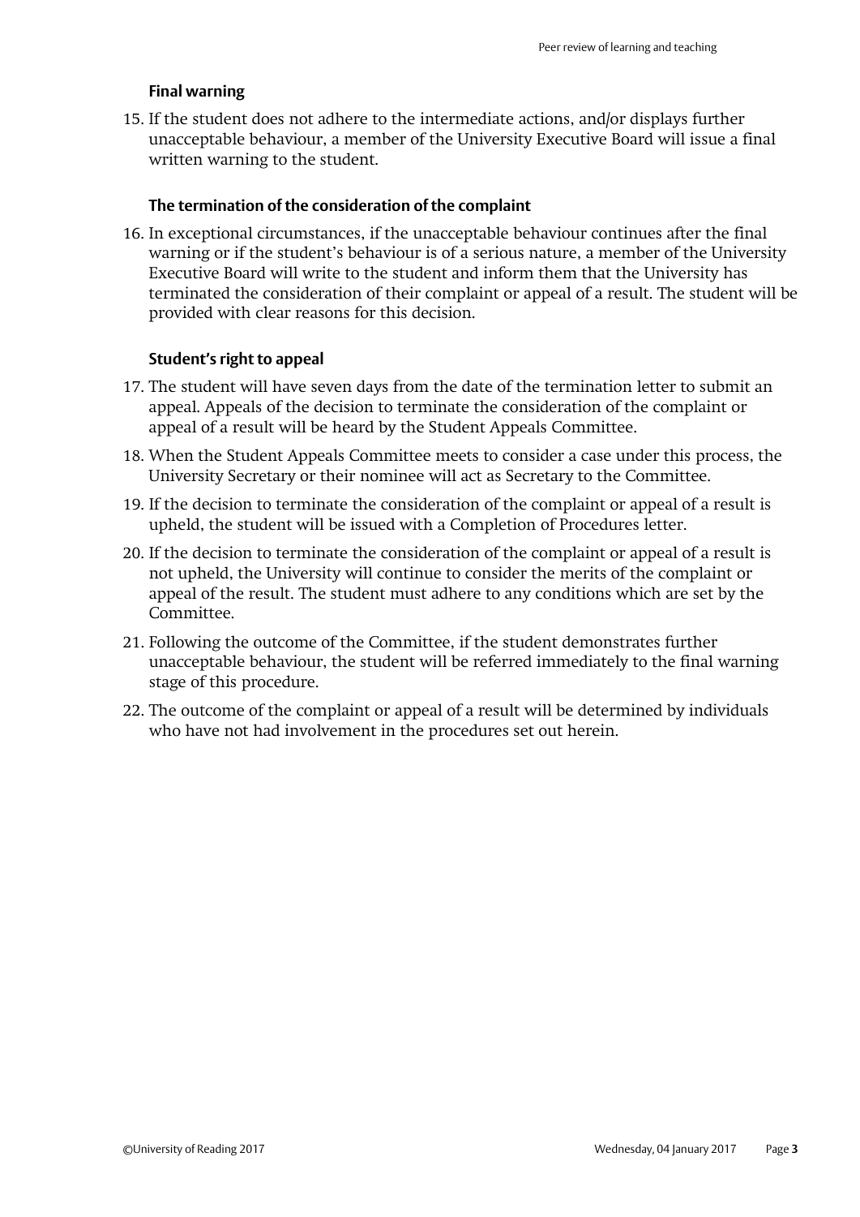### Final warning

15. If the student does not adhere to the intermediate actions, and/or displays further unacceptable behaviour, a member of the University Executive Board will issue a final written warning to the student.

### The termination of the consideration of the complaint

16. In exceptional circumstances, if the unacceptable behaviour continues after the final warning or if the student's behaviour is of a serious nature, a member of the University Executive Board will write to the student and inform them that the University has terminated the consideration of their complaint or appeal of a result. The student will be provided with clear reasons for this decision.

### Student's right to appeal

17. The student will have seven days from the date of the termination letter to submit an appeal. Appeals of the decision to terminate the consideration of the complaint or appeal of a result will be heard by the Student Appeals Committee.
18. When the Student Appeals Committee meets to consider a case under this process, the University Secretary or their nominee will act as Secretary to the Committee.
19. If the decision to terminate the consideration of the complaint or appeal of a result is upheld, the student will be issued with a Completion of Procedures letter.
20. If the decision to terminate the consideration of the complaint or appeal of a result is not upheld, the University will continue to consider the merits of the complaint or appeal of the result. The student must adhere to any conditions which are set by the Committee.
21. Following the outcome of the Committee, if the student demonstrates further unacceptable behaviour, the student will be referred immediately to the final warning stage of this procedure.
22. The outcome of the complaint or appeal of a result will be determined by individuals who have not had involvement in the procedures set out herein.